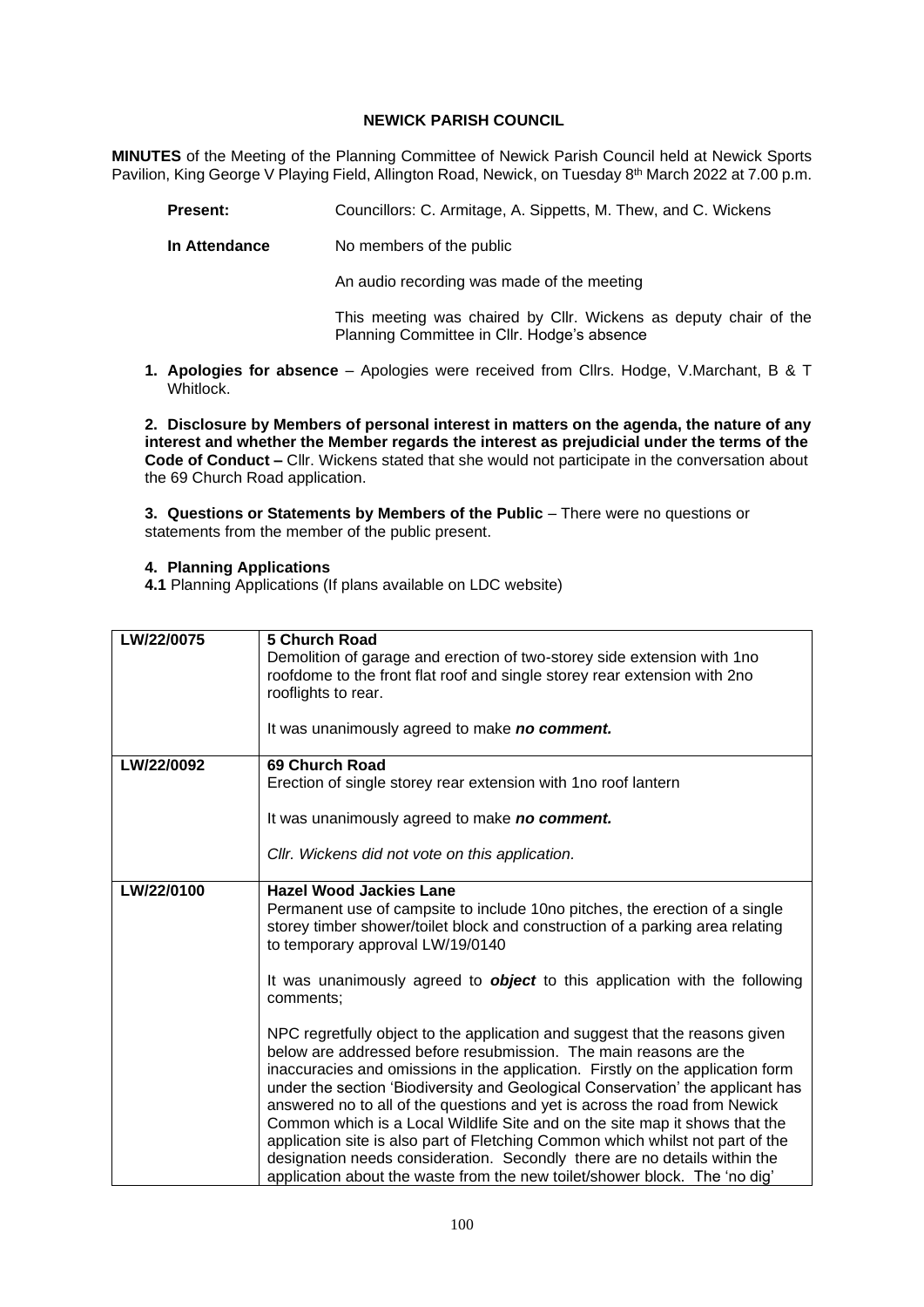# NEWICK PARISH COUNCIL

**MINUTES** of the Meeting of the Planning Committee of Newick Parish Council held at Newick Sports Pavilion, King George V Playing Field, Allington Road, Newick, on Tuesday 8th March 2022 at 7.00 p.m.

**Present:** Councillors: C. Armitage, A. Sippetts, M. Thew, and C. Wickens

**In Attendance** No members of the public

An audio recording was made of the meeting

This meeting was chaired by Cllr. Wickens as deputy chair of the Planning Committee in Cllr. Hodge's absence

**1. Apologies for absence** – Apologies were received from Cllrs. Hodge, V.Marchant, B & T Whitlock.

**2. Disclosure by Members of personal interest in matters on the agenda, the nature of any interest and whether the Member regards the interest as prejudicial under the terms of the Code of Conduct –** Cllr. Wickens stated that she would not participate in the conversation about the 69 Church Road application.

**3. Questions or Statements by Members of the Public** – There were no questions or statements from the member of the public present.

**4. Planning Applications**

**4.1** Planning Applications (If plans available on LDC website)

| | |
|---|---|
| **LW/22/0075** | **5 Church Road**<br>Demolition of garage and erection of two-storey side extension with 1no roofdome to the front flat roof and single storey rear extension with 2no rooflights to rear.<br><br>It was unanimously agreed to make ***no comment.*** |
| **LW/22/0092** | **69 Church Road**<br>Erection of single storey rear extension with 1no roof lantern<br><br>It was unanimously agreed to make ***no comment.***<br><br>*Cllr. Wickens did not vote on this application.* |
| **LW/22/0100** | **Hazel Wood Jackies Lane**<br>Permanent use of campsite to include 10no pitches, the erection of a single storey timber shower/toilet block and construction of a parking area relating to temporary approval LW/19/0140<br><br>It was unanimously agreed to ***object*** to this application with the following comments;<br><br>NPC regretfully object to the application and suggest that the reasons given below are addressed before resubmission. The main reasons are the inaccuracies and omissions in the application. Firstly on the application form under the section 'Biodiversity and Geological Conservation' the applicant has answered no to all of the questions and yet is across the road from Newick Common which is a Local Wildlife Site and on the site map it shows that the application site is also part of Fletching Common which whilst not part of the designation needs consideration. Secondly there are no details within the application about the waste from the new toilet/shower block. The 'no dig' |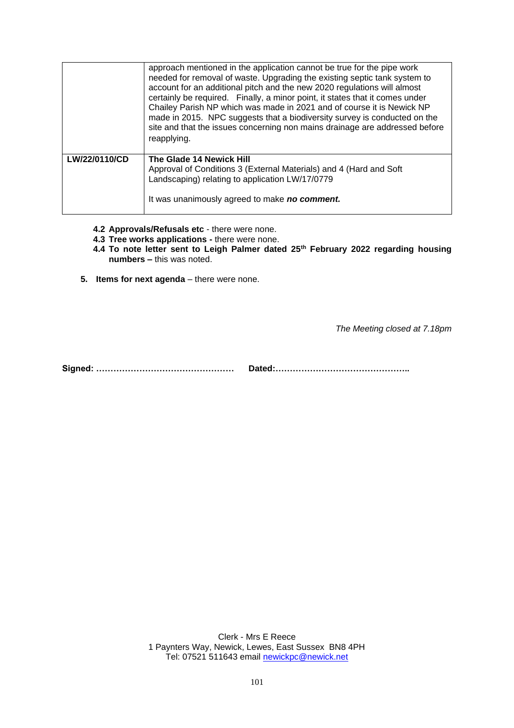| | |
|---|---|
| | approach mentioned in the application cannot be true for the pipe work needed for removal of waste. Upgrading the existing septic tank system to account for an additional pitch and the new 2020 regulations will almost certainly be required. Finally, a minor point, it states that it comes under Chailey Parish NP which was made in 2021 and of course it is Newick NP made in 2015. NPC suggests that a biodiversity survey is conducted on the site and that the issues concerning non mains drainage are addressed before reapplying. |
| **LW/22/0110/CD** | **The Glade 14 Newick Hill**<br>Approval of Conditions 3 (External Materials) and 4 (Hard and Soft Landscaping) relating to application LW/17/0779<br><br>It was unanimously agreed to make ***no comment.*** |

**4.2 Approvals/Refusals etc** - there were none.

**4.3 Tree works applications -** there were none.

**4.4 To note letter sent to Leigh Palmer dated 25th February 2022 regarding housing numbers –** this was noted.

**5. Items for next agenda** – there were none.

*The Meeting closed at 7.18pm*

**Signed: …………………………………………  Dated:………………………………………..**

Clerk - Mrs E Reece
1 Paynters Way, Newick, Lewes, East Sussex BN8 4PH
Tel: 07521 511643 email newickpc@newick.net